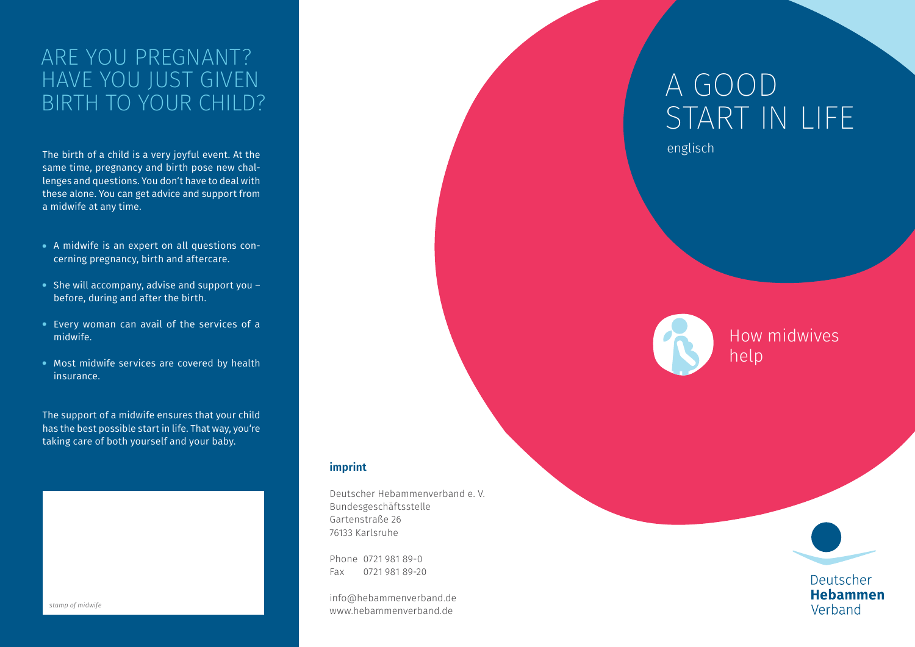# ARE YOU PREGNANT? HAVE YOU JUST GIVEN BIRTH TO YOUR CHILD?

The birth of a child is a very joyful event. At the same time, pregnancy and birth pose new challenges and questions. You don't have to deal with these alone. You can get advice and support from a midwife at any time.

- A midwife is an expert on all questions concerning pregnancy, birth and aftercare.
- She will accompany, advise and support you – before, during and after the birth.
- Every woman can avail of the services of a midwife.
- Most midwife services are covered by health insurance.

The support of a midwife ensures that your child has the best possible start in life. That way, you're taking care of both yourself and your baby.

*stamp of midwife*

**imprint**

Deutscher Hebammenverband e. V.
Bundesgeschäftsstelle
Gartenstraße 26
76133 Karlsruhe

Phone 0721 981 89-0
Fax 0721 981 89-20

info@hebammenverband.de
www.hebammenverband.de

# A GOOD START IN LIFE

englisch

## How midwives help

Deutscher **Hebammen** Verband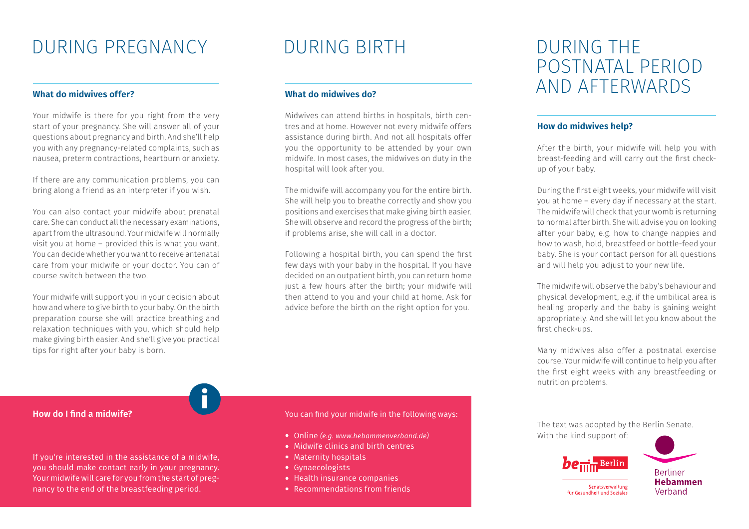# DURING PREGNANCY

### What do midwives offer?

Your midwife is there for you right from the very start of your pregnancy. She will answer all of your questions about pregnancy and birth. And she'll help you with any pregnancy-related complaints, such as nausea, preterm contractions, heartburn or anxiety.

If there are any communication problems, you can bring along a friend as an interpreter if you wish.

You can also contact your midwife about prenatal care. She can conduct all the necessary examinations, apart from the ultrasound. Your midwife will normally visit you at home – provided this is what you want. You can decide whether you want to receive antenatal care from your midwife or your doctor. You can of course switch between the two.

Your midwife will support you in your decision about how and where to give birth to your baby. On the birth preparation course she will practice breathing and relaxation techniques with you, which should help make giving birth easier. And she'll give you practical tips for right after your baby is born.

# DURING BIRTH

### What do midwives do?

Midwives can attend births in hospitals, birth centres and at home. However not every midwife offers assistance during birth. And not all hospitals offer you the opportunity to be attended by your own midwife. In most cases, the midwives on duty in the hospital will look after you.

The midwife will accompany you for the entire birth. She will help you to breathe correctly and show you positions and exercises that make giving birth easier. She will observe and record the progress of the birth; if problems arise, she will call in a doctor.

Following a hospital birth, you can spend the first few days with your baby in the hospital. If you have decided on an outpatient birth, you can return home just a few hours after the birth; your midwife will then attend to you and your child at home. Ask for advice before the birth on the right option for you.

### How do I find a midwife?

If you're interested in the assistance of a midwife, you should make contact early in your pregnancy. Your midwife will care for you from the start of pregnancy to the end of the breastfeeding period.

You can find your midwife in the following ways:

- Online *(e.g. www.hebammenverband.de)*
- Midwife clinics and birth centres
- Maternity hospitals
- Gynaecologists
- Health insurance companies
- Recommendations from friends

# DURING THE POSTNATAL PERIOD AND AFTERWARDS

### How do midwives help?

After the birth, your midwife will help you with breast-feeding and will carry out the first check-up of your baby.

During the first eight weeks, your midwife will visit you at home – every day if necessary at the start. The midwife will check that your womb is returning to normal after birth. She will advise you on looking after your baby, e.g. how to change nappies and how to wash, hold, breastfeed or bottle-feed your baby. She is your contact person for all questions and will help you adjust to your new life.

The midwife will observe the baby's behaviour and physical development, e.g. if the umbilical area is healing properly and the baby is gaining weight appropriately. And she will let you know about the first check-ups.

Many midwives also offer a postnatal exercise course. Your midwife will continue to help you after the first eight weeks with any breastfeeding or nutrition problems.

The text was adopted by the Berlin Senate.
With the kind support of:

be Berlin
Senatsverwaltung für Gesundheit und Soziales

Berliner **Hebammen** Verband